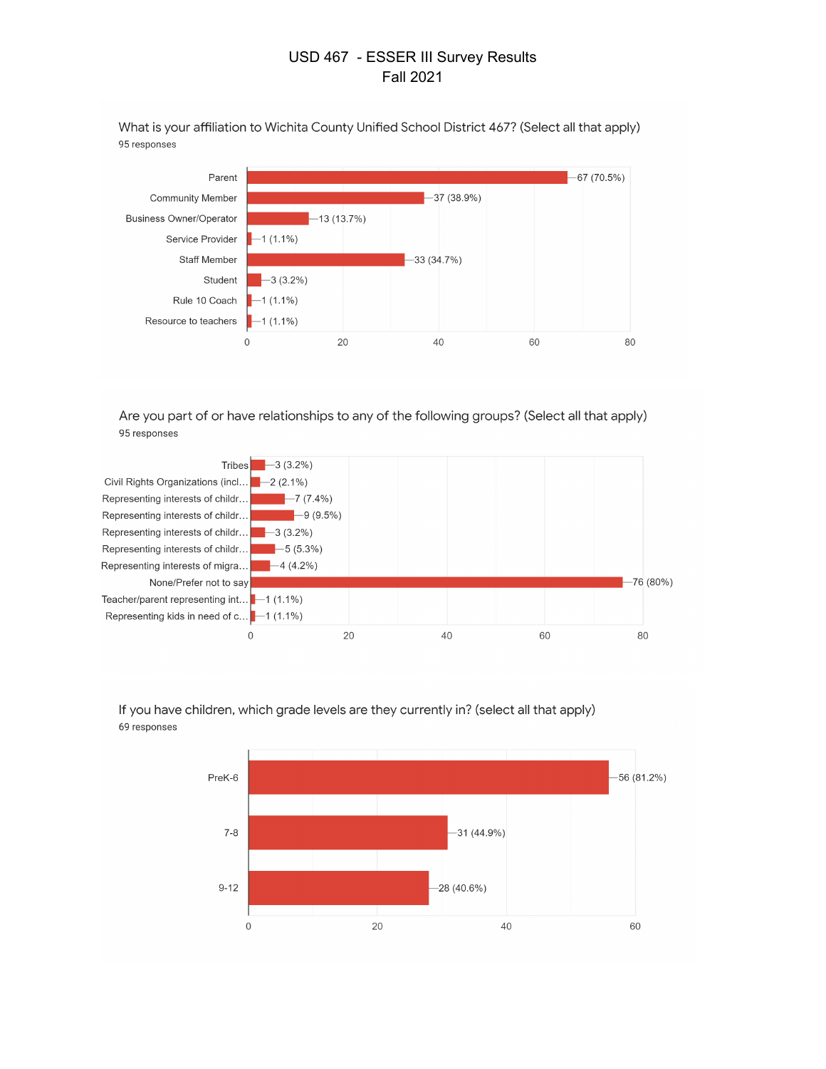# USD 467 - ESSER III Survey Results
## Fall 2021

### What is your affiliation to Wichita County Unified School District 467? (Select all that apply)

95 responses

| Affiliation | Responses |
|---|---|
| Parent | 67 (70.5%) |
| Community Member | 37 (38.9%) |
| Business Owner/Operator | 13 (13.7%) |
| Service Provider | 1 (1.1%) |
| Staff Member | 33 (34.7%) |
| Student | 3 (3.2%) |
| Rule 10 Coach | 1 (1.1%) |
| Resource to teachers | 1 (1.1%) |

### Are you part of or have relationships to any of the following groups? (Select all that apply)

95 responses

| Group | Responses |
|---|---|
| Tribes | 3 (3.2%) |
| Civil Rights Organizations (incl… | 2 (2.1%) |
| Representing interests of childr… | 7 (7.4%) |
| Representing interests of childr… | 9 (9.5%) |
| Representing interests of childr… | 3 (3.2%) |
| Representing interests of childr… | 5 (5.3%) |
| Representing interests of migra… | 4 (4.2%) |
| None/Prefer not to say | 76 (80%) |
| Teacher/parent representing int… | 1 (1.1%) |
| Representing kids in need of c… | 1 (1.1%) |

### If you have children, which grade levels are they currently in? (select all that apply)

69 responses

| Grade Level | Responses |
|---|---|
| PreK-6 | 56 (81.2%) |
| 7-8 | 31 (44.9%) |
| 9-12 | 28 (40.6%) |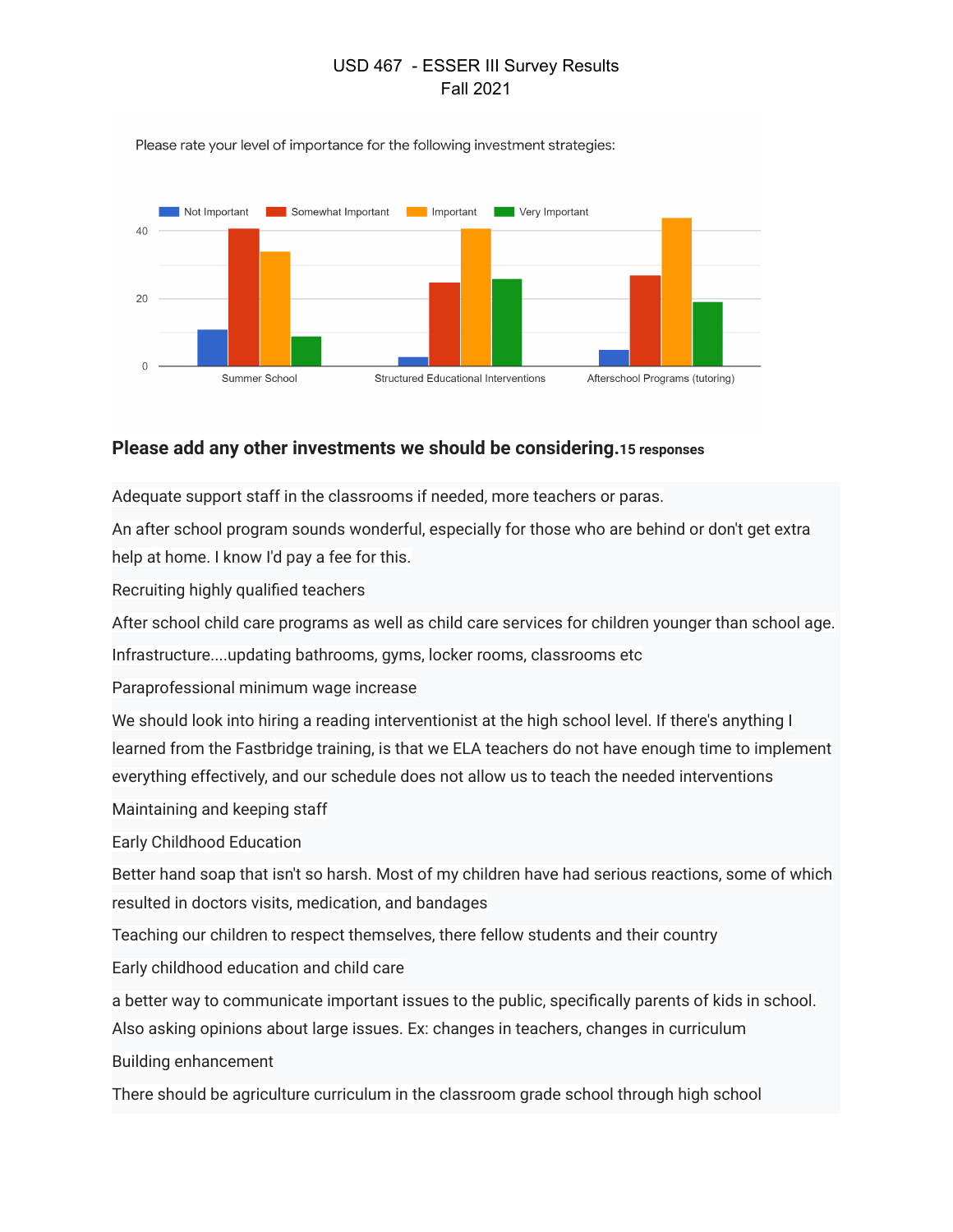USD 467 - ESSER III Survey Results
Fall 2021

Please rate your level of importance for the following investment strategies:

| | Not Important | Somewhat Important | Important | Very Important |
|---|---|---|---|---|
| Summer School | 11 | 41 | 34 | 9 |
| Structured Educational Interventions | 3 | 25 | 41 | 26 |
| Afterschool Programs (tutoring) | 5 | 27 | 44 | 19 |

## Please add any other investments we should be considering. 15 responses

Adequate support staff in the classrooms if needed, more teachers or paras.

An after school program sounds wonderful, especially for those who are behind or don't get extra help at home. I know I'd pay a fee for this.

Recruiting highly qualified teachers

After school child care programs as well as child care services for children younger than school age.

Infrastructure....updating bathrooms, gyms, locker rooms, classrooms etc

Paraprofessional minimum wage increase

We should look into hiring a reading interventionist at the high school level. If there's anything I learned from the Fastbridge training, is that we ELA teachers do not have enough time to implement everything effectively, and our schedule does not allow us to teach the needed interventions

Maintaining and keeping staff

Early Childhood Education

Better hand soap that isn't so harsh. Most of my children have had serious reactions, some of which resulted in doctors visits, medication, and bandages

Teaching our children to respect themselves, there fellow students and their country

Early childhood education and child care

a better way to communicate important issues to the public, specifically parents of kids in school. Also asking opinions about large issues. Ex: changes in teachers, changes in curriculum

Building enhancement

There should be agriculture curriculum in the classroom grade school through high school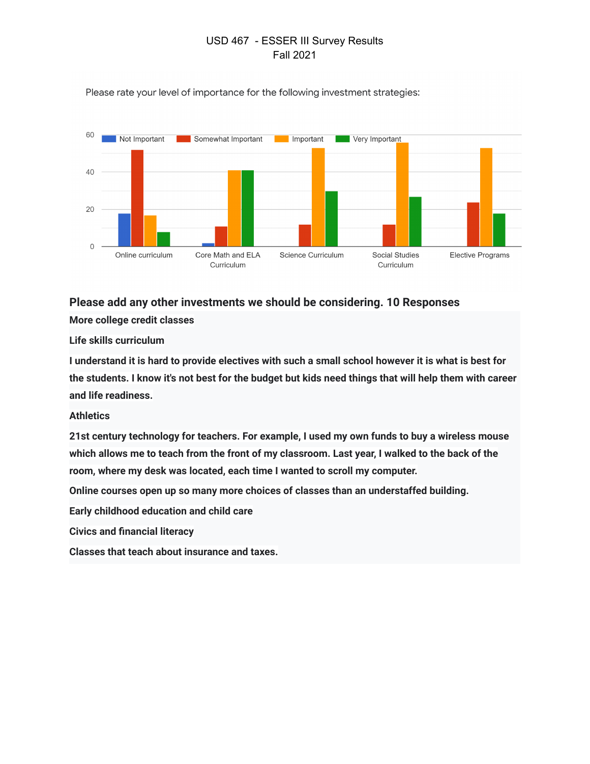USD 467 - ESSER III Survey Results
Fall 2021

Please rate your level of importance for the following investment strategies:

| | Not Important | Somewhat Important | Important | Very Important |
|---|---|---|---|---|
| Online curriculum | 18 | 52 | 17 | 8 |
| Core Math and ELA Curriculum | 2 | 11 | 41 | 41 |
| Science Curriculum | | 12 | 53 | 30 |
| Social Studies Curriculum | | 12 | 56 | 27 |
| Elective Programs | | 24 | 53 | 18 |

## Please add any other investments we should be considering. 10 Responses

**More college credit classes**

**Life skills curriculum**

**I understand it is hard to provide electives with such a small school however it is what is best for the students. I know it's not best for the budget but kids need things that will help them with career and life readiness.**

**Athletics**

**21st century technology for teachers. For example, I used my own funds to buy a wireless mouse which allows me to teach from the front of my classroom. Last year, I walked to the back of the room, where my desk was located, each time I wanted to scroll my computer.**

**Online courses open up so many more choices of classes than an understaffed building.**

**Early childhood education and child care**

**Civics and financial literacy**

**Classes that teach about insurance and taxes.**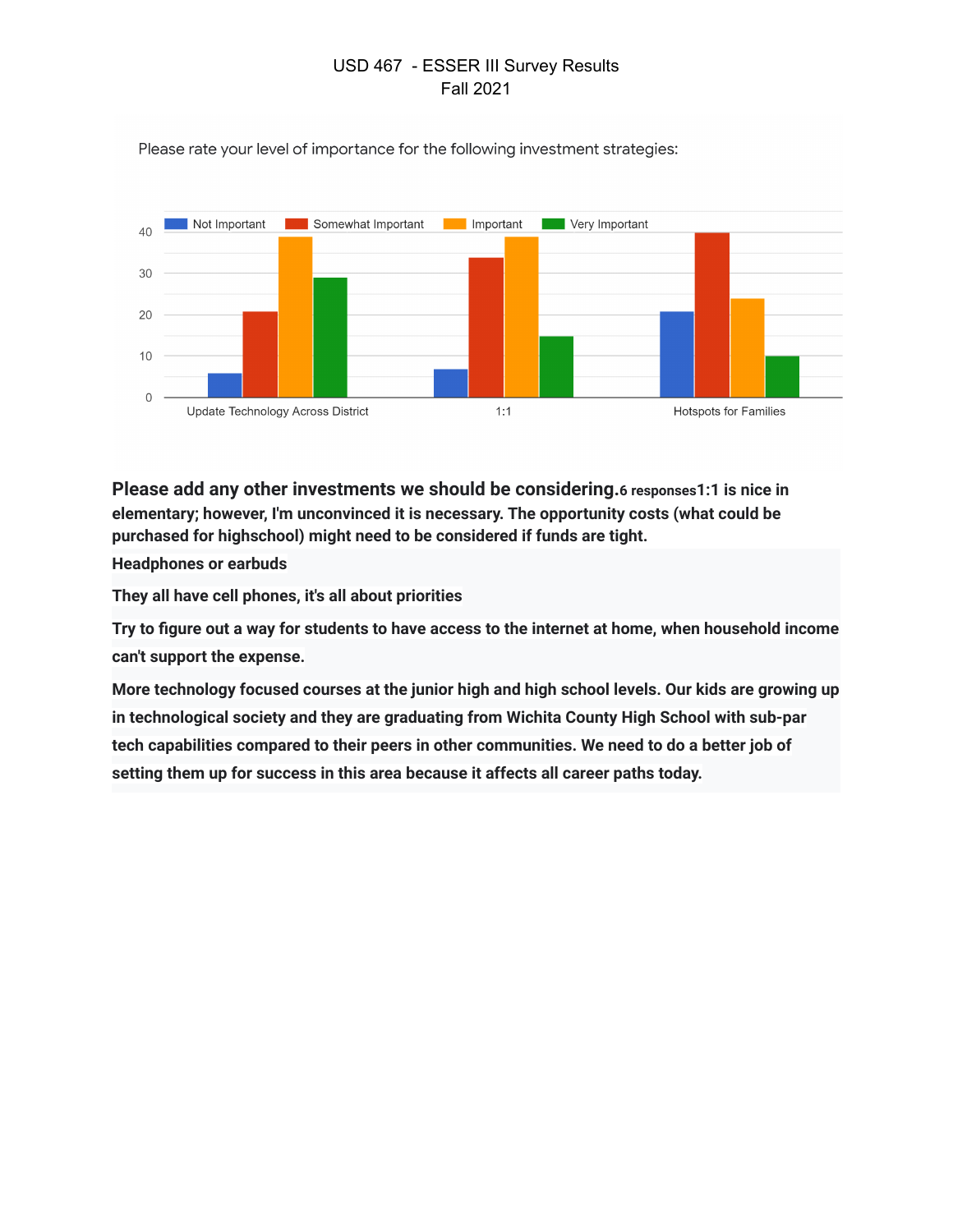USD 467 - ESSER III Survey Results
Fall 2021

Please rate your level of importance for the following investment strategies:

| | Not Important | Somewhat Important | Important | Very Important |
|---|---|---|---|---|
| Update Technology Across District | 6 | 21 | 39 | 29 |
| 1:1 | 7 | 34 | 39 | 15 |
| Hotspots for Families | 21 | 40 | 24 | 10 |

**Please add any other investments we should be considering.** 6 responses

**1:1 is nice in elementary; however, I'm unconvinced it is necessary. The opportunity costs (what could be purchased for highschool) might need to be considered if funds are tight.**

**Headphones or earbuds**

**They all have cell phones, it's all about priorities**

**Try to figure out a way for students to have access to the internet at home, when household income can't support the expense.**

**More technology focused courses at the junior high and high school levels. Our kids are growing up in technological society and they are graduating from Wichita County High School with sub-par tech capabilities compared to their peers in other communities. We need to do a better job of setting them up for success in this area because it affects all career paths today.**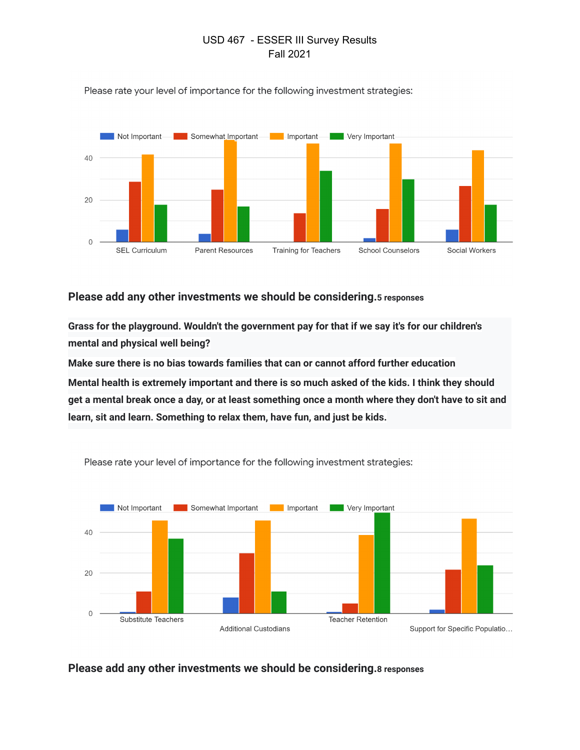USD 467 - ESSER III Survey Results
Fall 2021

Please rate your level of importance for the following investment strategies:

| | Not Important | Somewhat Important | Important | Very Important |
|---|---|---|---|---|
| SEL Curriculum | 6 | 29 | 42 | 18 |
| Parent Resources | 4 | 25 | 49 | 17 |
| Training for Teachers | | 14 | 47 | 34 |
| School Counselors | 2 | 16 | 47 | 30 |
| Social Workers | 6 | 27 | 44 | 18 |

**Please add any other investments we should be considering.** 5 responses

**Grass for the playground. Wouldn't the government pay for that if we say it's for our children's mental and physical well being?**

**Make sure there is no bias towards families that can or cannot afford further education**

**Mental health is extremely important and there is so much asked of the kids. I think they should get a mental break once a day, or at least something once a month where they don't have to sit and learn, sit and learn. Something to relax them, have fun, and just be kids.**

Please rate your level of importance for the following investment strategies:

| | Not Important | Somewhat Important | Important | Very Important |
|---|---|---|---|---|
| Substitute Teachers | 1 | 11 | 46 | 37 |
| Additional Custodians | 8 | 30 | 46 | 11 |
| Teacher Retention | 1 | 5 | 39 | 50 |
| Support for Specific Populatio... | 2 | 22 | 47 | 24 |

**Please add any other investments we should be considering.** 8 responses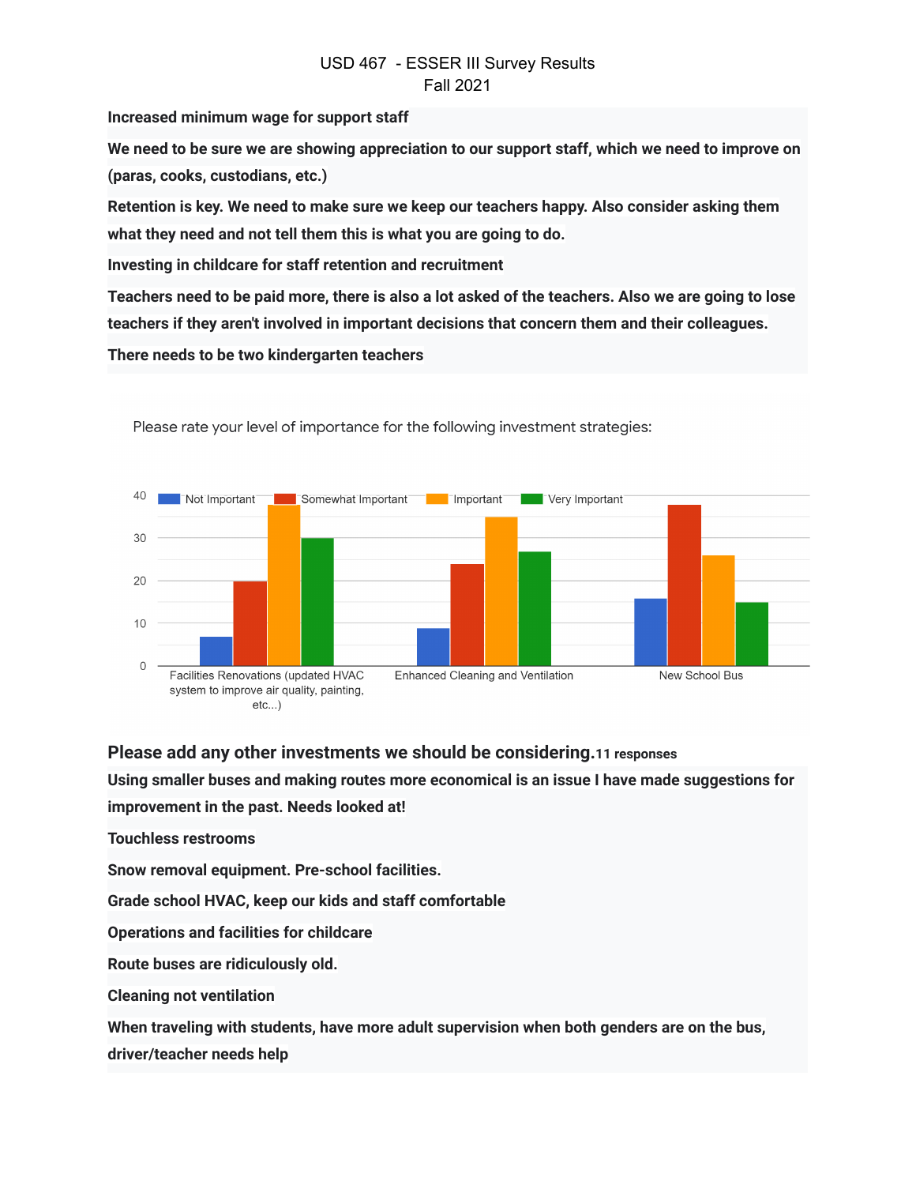USD 467 - ESSER III Survey Results
Fall 2021

**Increased minimum wage for support staff**

**We need to be sure we are showing appreciation to our support staff, which we need to improve on (paras, cooks, custodians, etc.)**

**Retention is key. We need to make sure we keep our teachers happy. Also consider asking them what they need and not tell them this is what you are going to do.**

**Investing in childcare for staff retention and recruitment**

**Teachers need to be paid more, there is also a lot asked of the teachers. Also we are going to lose teachers if they aren't involved in important decisions that concern them and their colleagues.**

**There needs to be two kindergarten teachers**

Please rate your level of importance for the following investment strategies:

| | Not Important | Somewhat Important | Important | Very Important |
|---|---|---|---|---|
| Facilities Renovations (updated HVAC system to improve air quality, painting, etc...) | 7 | 20 | 38 | 30 |
| Enhanced Cleaning and Ventilation | 9 | 24 | 35 | 27 |
| New School Bus | 16 | 38 | 26 | 15 |

## Please add any other investments we should be considering. 11 responses

**Using smaller buses and making routes more economical is an issue I have made suggestions for improvement in the past. Needs looked at!**

**Touchless restrooms**

**Snow removal equipment. Pre-school facilities.**

**Grade school HVAC, keep our kids and staff comfortable**

**Operations and facilities for childcare**

**Route buses are ridiculously old.**

**Cleaning not ventilation**

**When traveling with students, have more adult supervision when both genders are on the bus, driver/teacher needs help**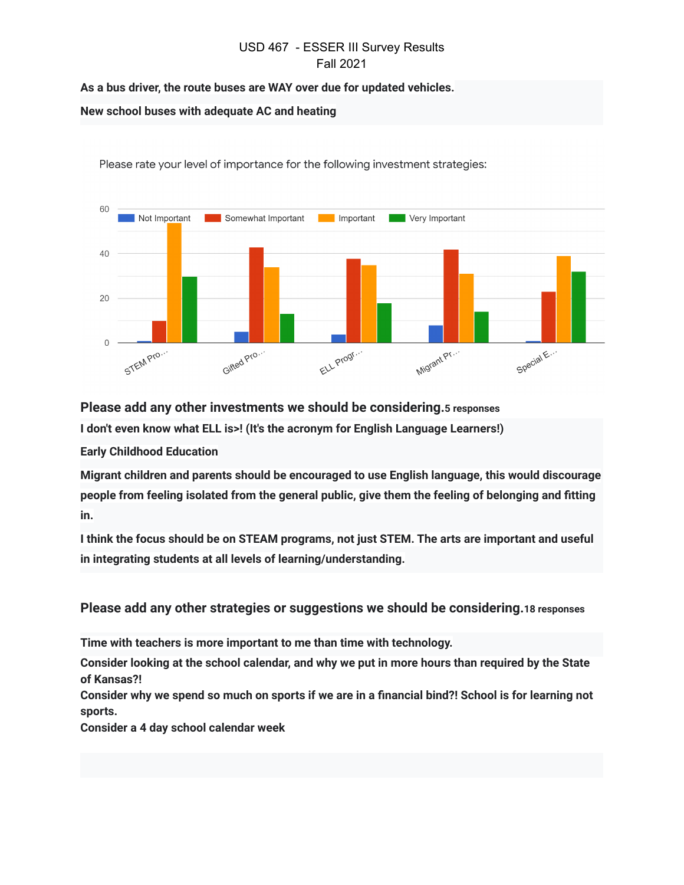USD 467 - ESSER III Survey Results
Fall 2021

**As a bus driver, the route buses are WAY over due for updated vehicles.**

**New school buses with adequate AC and heating**

Please rate your level of importance for the following investment strategies:

| | Not Important | Somewhat Important | Important | Very Important |
|---|---|---|---|---|
| STEM Pro… | 1 | 10 | 54 | 30 |
| Gifted Pro… | 5 | 43 | 34 | 13 |
| ELL Progr… | 4 | 38 | 35 | 18 |
| Migrant Pr… | 8 | 42 | 31 | 14 |
| Special E… | 1 | 23 | 39 | 32 |

## Please add any other investments we should be considering. 5 responses

**I don't even know what ELL is>! (It's the acronym for English Language Learners!)**

**Early Childhood Education**

**Migrant children and parents should be encouraged to use English language, this would discourage people from feeling isolated from the general public, give them the feeling of belonging and fitting in.**

**I think the focus should be on STEAM programs, not just STEM. The arts are important and useful in integrating students at all levels of learning/understanding.**

## Please add any other strategies or suggestions we should be considering. 18 responses

**Time with teachers is more important to me than time with technology.**

**Consider looking at the school calendar, and why we put in more hours than required by the State of Kansas?!**

**Consider why we spend so much on sports if we are in a financial bind?! School is for learning not sports.**

**Consider a 4 day school calendar week**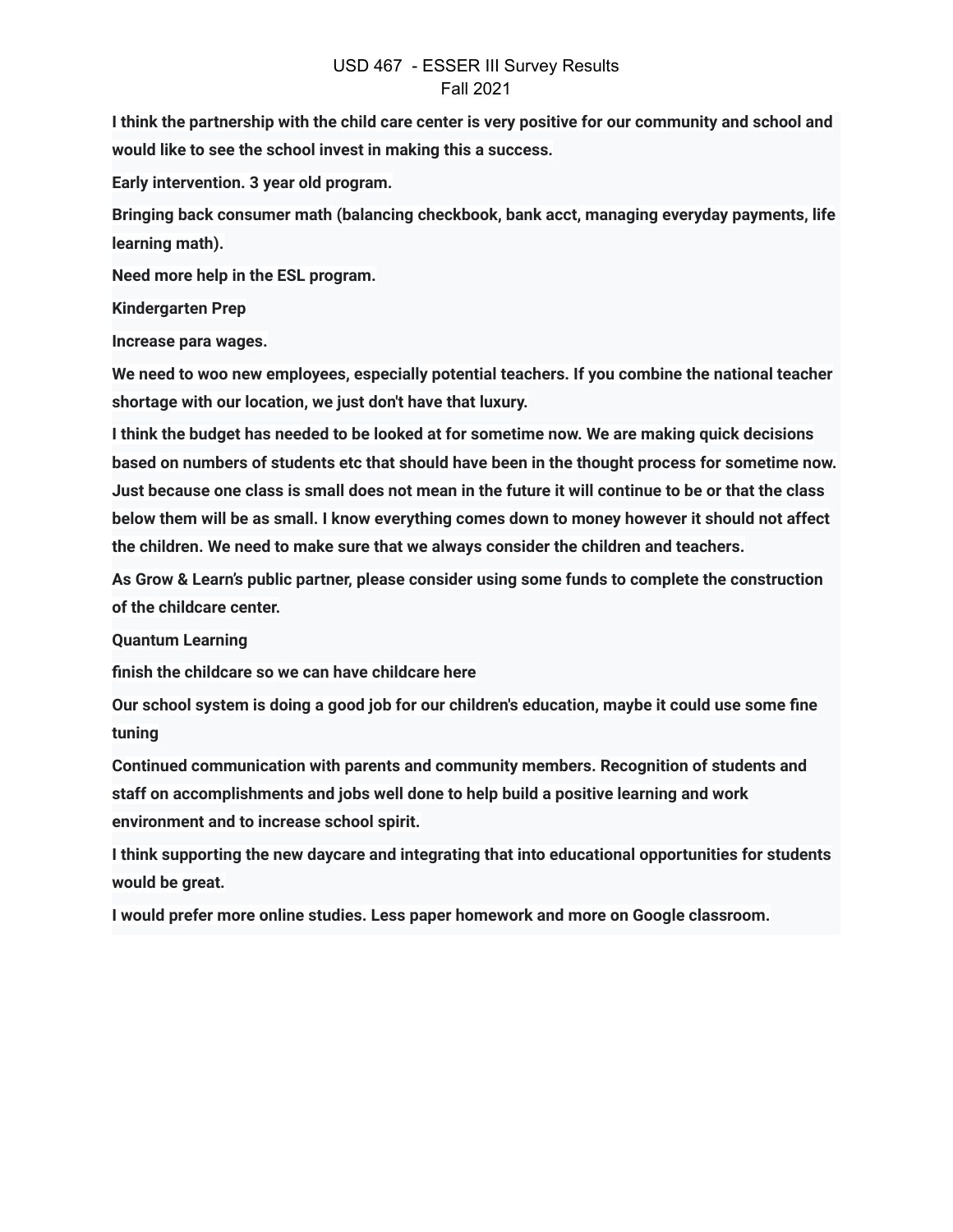USD 467 - ESSER III Survey Results
Fall 2021

**I think the partnership with the child care center is very positive for our community and school and would like to see the school invest in making this a success.**

**Early intervention. 3 year old program.**

**Bringing back consumer math (balancing checkbook, bank acct, managing everyday payments, life learning math).**

**Need more help in the ESL program.**

**Kindergarten Prep**

**Increase para wages.**

**We need to woo new employees, especially potential teachers. If you combine the national teacher shortage with our location, we just don't have that luxury.**

**I think the budget has needed to be looked at for sometime now. We are making quick decisions based on numbers of students etc that should have been in the thought process for sometime now. Just because one class is small does not mean in the future it will continue to be or that the class below them will be as small. I know everything comes down to money however it should not affect the children. We need to make sure that we always consider the children and teachers.**

**As Grow & Learn's public partner, please consider using some funds to complete the construction of the childcare center.**

**Quantum Learning**

**finish the childcare so we can have childcare here**

**Our school system is doing a good job for our children's education, maybe it could use some fine tuning**

**Continued communication with parents and community members. Recognition of students and staff on accomplishments and jobs well done to help build a positive learning and work environment and to increase school spirit.**

**I think supporting the new daycare and integrating that into educational opportunities for students would be great.**

**I would prefer more online studies. Less paper homework and more on Google classroom.**